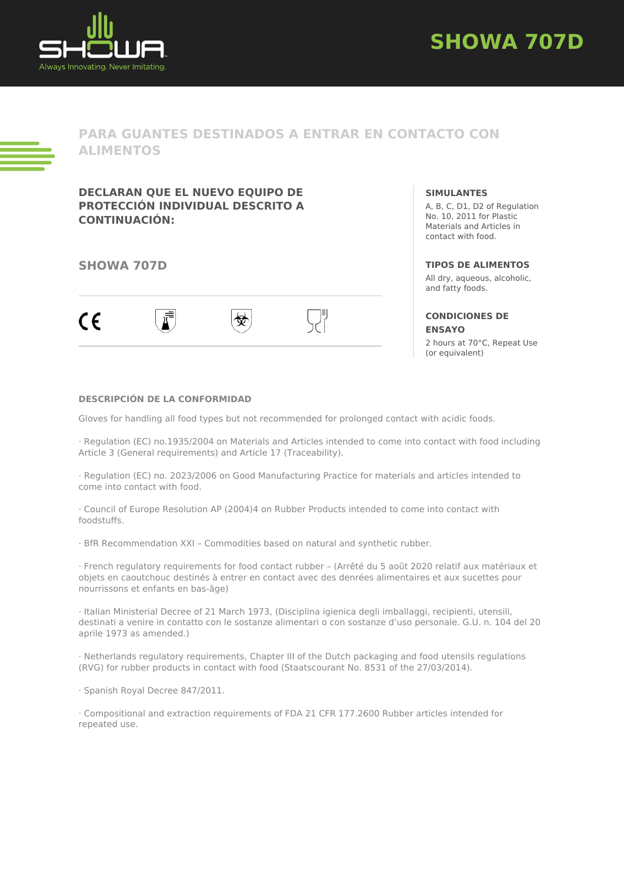# SHOWA 707D

## PARA GUANTES DESTINADOS A ENTRAR EN CONTACTO CON ALIMENTOS

### DECLARAN QUE EL NUEVO EQUIPO DE PROTECCIÓN INDIVIDUAL DESCRITO A CONTINUACIÓN:

### SHOWA 707D

**SIMULANTES**

A, B, C, D1, D2 of Regulation No. 10, 2011 for Plastic Materials and Articles in contact with food.

**TIPOS DE ALIMENTOS**

All dry, aqueous, alcoholic, and fatty foods.

**CONDICIONES DE ENSAYO**

2 hours at 70°C, Repeat Use (or equivalent)

#### DESCRIPCIÓN DE LA CONFORMIDAD

Gloves for handling all food types but not recommended for prolonged contact with acidic foods.

· Regulation (EC) no.1935/2004 on Materials and Articles intended to come into contact with food including Article 3 (General requirements) and Article 17 (Traceability).

· Regulation (EC) no. 2023/2006 on Good Manufacturing Practice for materials and articles intended to come into contact with food.

· Council of Europe Resolution AP (2004)4 on Rubber Products intended to come into contact with foodstuffs.

· BfR Recommendation XXI – Commodities based on natural and synthetic rubber.

· French regulatory requirements for food contact rubber – (Arrêté du 5 août 2020 relatif aux matériaux et objets en caoutchouc destinés à entrer en contact avec des denrées alimentaires et aux sucettes pour nourrissons et enfants en bas-âge)

· Italian Ministerial Decree of 21 March 1973, (Disciplina igienica degli imballaggi, recipienti, utensili, destinati a venire in contatto con le sostanze alimentari o con sostanze d'uso personale. G.U. n. 104 del 20 aprile 1973 as amended.)

· Netherlands regulatory requirements, Chapter III of the Dutch packaging and food utensils regulations (RVG) for rubber products in contact with food (Staatscourant No. 8531 of the 27/03/2014).

· Spanish Royal Decree 847/2011.

· Compositional and extraction requirements of FDA 21 CFR 177.2600 Rubber articles intended for repeated use.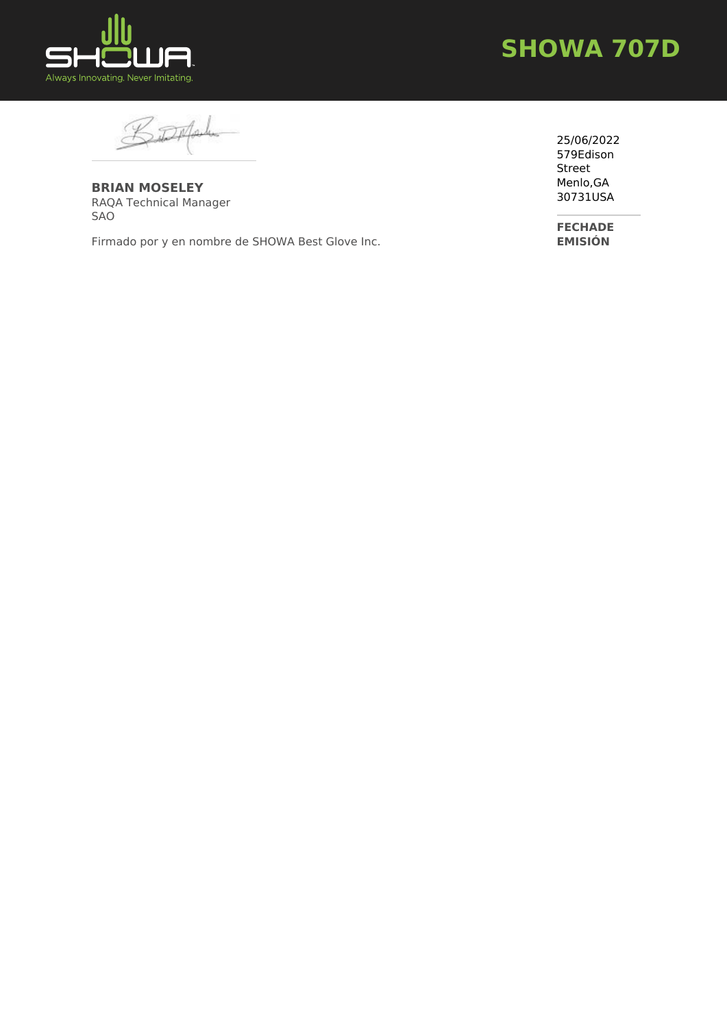**BRIAN MOSELEY**
RAQA Technical Manager
SAO

Firmado por y en nombre de SHOWA Best Glove Inc.

25/06/2022
579Edison Street
Menlo,GA
30731USA

**FECHADE EMISIÓN**